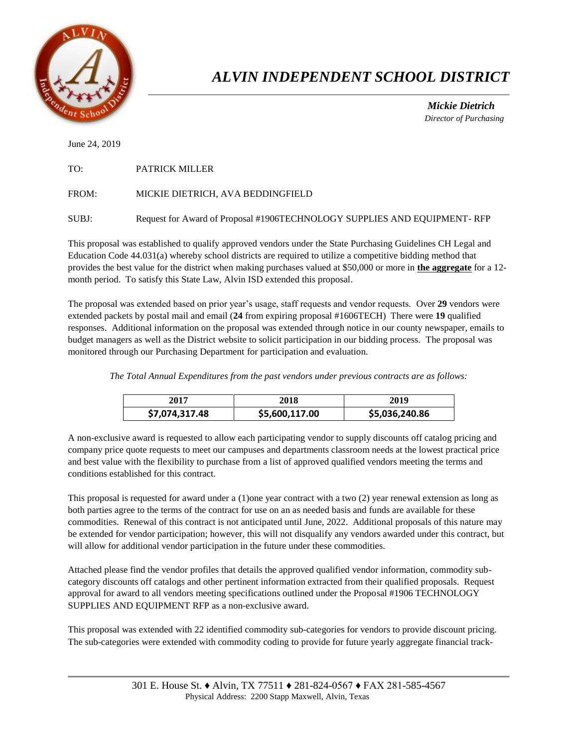# *ALVIN INDEPENDENT SCHOOL DISTRICT*

***Mickie Dietrich***
*Director of Purchasing*

June 24, 2019

TO: PATRICK MILLER

FROM: MICKIE DIETRICH, AVA BEDDINGFIELD

SUBJ: Request for Award of Proposal #1906TECHNOLOGY SUPPLIES AND EQUIPMENT- RFP

This proposal was established to qualify approved vendors under the State Purchasing Guidelines CH Legal and Education Code 44.031(a) whereby school districts are required to utilize a competitive bidding method that provides the best value for the district when making purchases valued at $50,000 or more in **the aggregate** for a 12-month period. To satisfy this State Law, Alvin ISD extended this proposal.

The proposal was extended based on prior year's usage, staff requests and vendor requests. Over **29** vendors were extended packets by postal mail and email (**24** from expiring proposal #1606TECH) There were **19** qualified responses. Additional information on the proposal was extended through notice in our county newspaper, emails to budget managers as well as the District website to solicit participation in our bidding process. The proposal was monitored through our Purchasing Department for participation and evaluation.

*The Total Annual Expenditures from the past vendors under previous contracts are as follows:*

| 2017 | 2018 | 2019 |
|---|---|---|
| $7,074,317.48 | $5,600,117.00 | $5,036,240.86 |

A non-exclusive award is requested to allow each participating vendor to supply discounts off catalog pricing and company price quote requests to meet our campuses and departments classroom needs at the lowest practical price and best value with the flexibility to purchase from a list of approved qualified vendors meeting the terms and conditions established for this contract.

This proposal is requested for award under a (1)one year contract with a two (2) year renewal extension as long as both parties agree to the terms of the contract for use on an as needed basis and funds are available for these commodities. Renewal of this contract is not anticipated until June, 2022. Additional proposals of this nature may be extended for vendor participation; however, this will not disqualify any vendors awarded under this contract, but will allow for additional vendor participation in the future under these commodities.

Attached please find the vendor profiles that details the approved qualified vendor information, commodity sub-category discounts off catalogs and other pertinent information extracted from their qualified proposals. Request approval for award to all vendors meeting specifications outlined under the Proposal #1906 TECHNOLOGY SUPPLIES AND EQUIPMENT RFP as a non-exclusive award.

This proposal was extended with 22 identified commodity sub-categories for vendors to provide discount pricing. The sub-categories were extended with commodity coding to provide for future yearly aggregate financial track-

301 E. House St. ♦ Alvin, TX 77511 ♦ 281-824-0567 ♦ FAX 281-585-4567
Physical Address: 2200 Stapp Maxwell, Alvin, Texas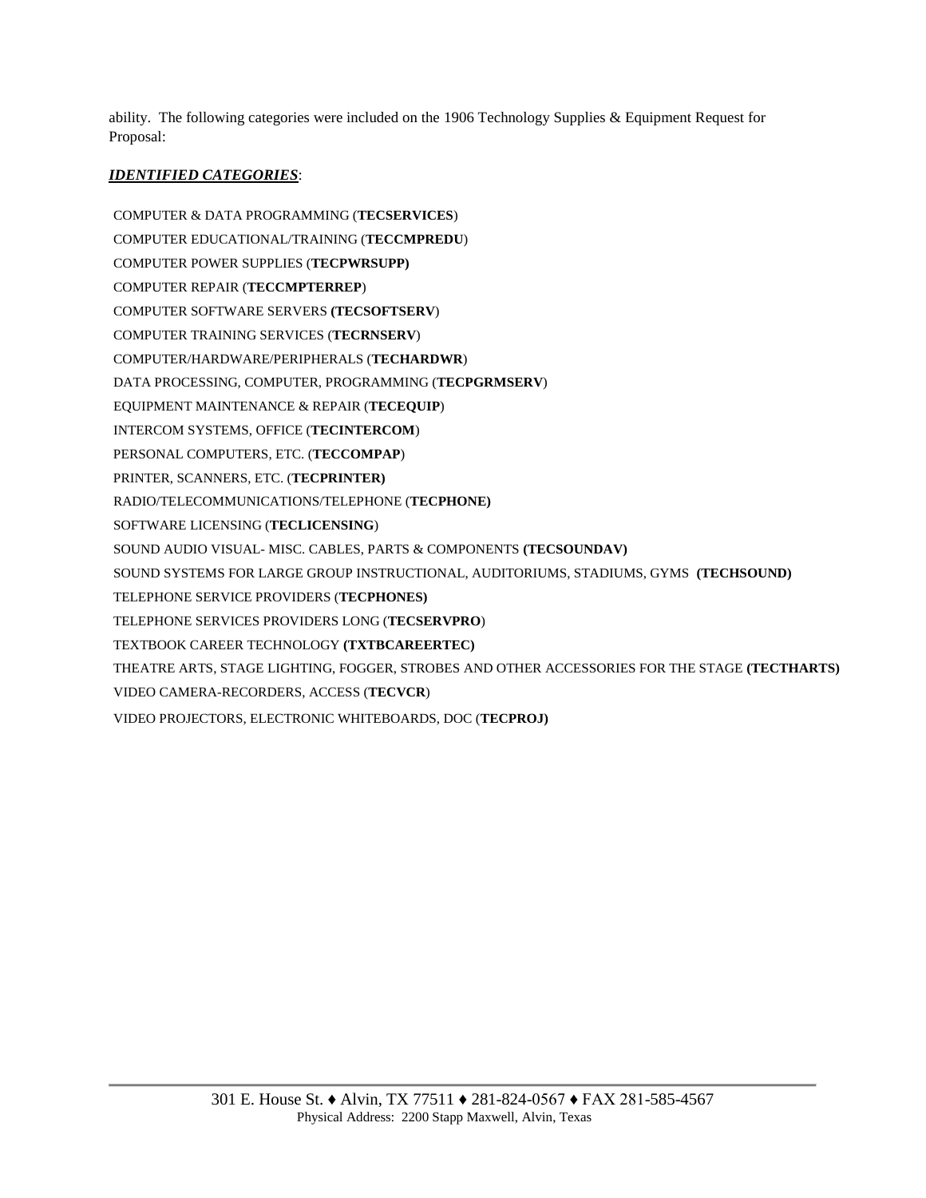ability. The following categories were included on the 1906 Technology Supplies & Equipment Request for Proposal:

***IDENTIFIED CATEGORIES***:

COMPUTER & DATA PROGRAMMING (**TECSERVICES**)

COMPUTER EDUCATIONAL/TRAINING (**TECCMPREDU**)

COMPUTER POWER SUPPLIES (**TECPWRSUPP)**

COMPUTER REPAIR (**TECCMPTERREP**)

COMPUTER SOFTWARE SERVERS **(TECSOFTSERV**)

COMPUTER TRAINING SERVICES (**TECRNSERV**)

COMPUTER/HARDWARE/PERIPHERALS (**TECHARDWR**)

DATA PROCESSING, COMPUTER, PROGRAMMING (**TECPGRMSERV**)

EQUIPMENT MAINTENANCE & REPAIR (**TECEQUIP**)

INTERCOM SYSTEMS, OFFICE (**TECINTERCOM**)

PERSONAL COMPUTERS, ETC. (**TECCOMPAP**)

PRINTER, SCANNERS, ETC. (**TECPRINTER)**

RADIO/TELECOMMUNICATIONS/TELEPHONE (**TECPHONE)**

SOFTWARE LICENSING (**TECLICENSING**)

SOUND AUDIO VISUAL- MISC. CABLES, PARTS & COMPONENTS **(TECSOUNDAV)**

SOUND SYSTEMS FOR LARGE GROUP INSTRUCTIONAL, AUDITORIUMS, STADIUMS, GYMS **(TECHSOUND)**

TELEPHONE SERVICE PROVIDERS (**TECPHONES)**

TELEPHONE SERVICES PROVIDERS LONG (**TECSERVPRO**)

TEXTBOOK CAREER TECHNOLOGY **(TXTBCAREERTEC)**

THEATRE ARTS, STAGE LIGHTING, FOGGER, STROBES AND OTHER ACCESSORIES FOR THE STAGE **(TECTHARTS)**

VIDEO CAMERA-RECORDERS, ACCESS (**TECVCR**)

VIDEO PROJECTORS, ELECTRONIC WHITEBOARDS, DOC (**TECPROJ)**